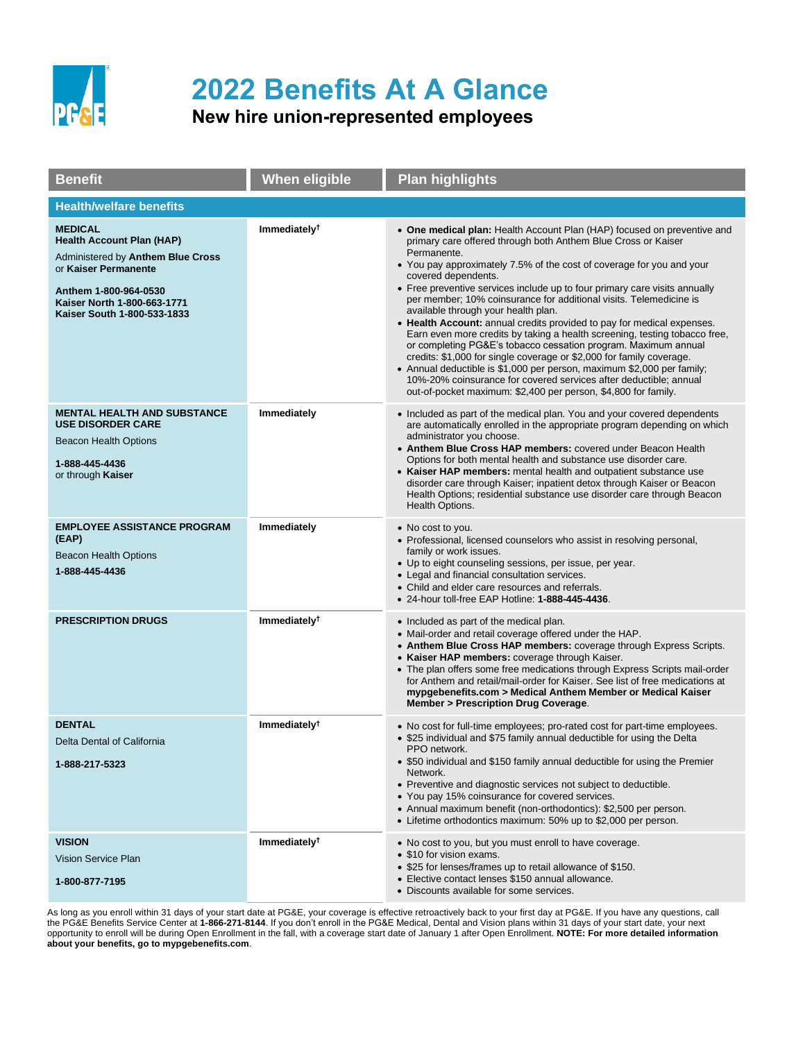# 2022 Benefits At A Glance

## New hire union-represented employees

| Benefit | When eligible | Plan highlights |
|---|---|---|
| **Health/welfare benefits** | | |
| **MEDICAL**<br>**Health Account Plan (HAP)**<br>Administered by **Anthem Blue Cross** or **Kaiser Permanente**<br>**Anthem 1-800-964-0530**<br>**Kaiser North 1-800-663-1771**<br>**Kaiser South 1-800-533-1833** | **Immediately†** | • **One medical plan:** Health Account Plan (HAP) focused on preventive and primary care offered through both Anthem Blue Cross or Kaiser Permanente.<br>• You pay approximately 7.5% of the cost of coverage for you and your covered dependents.<br>• Free preventive services include up to four primary care visits annually per member; 10% coinsurance for additional visits. Telemedicine is available through your health plan.<br>• **Health Account:** annual credits provided to pay for medical expenses. Earn even more credits by taking a health screening, testing tobacco free, or completing PG&E's tobacco cessation program. Maximum annual credits: $1,000 for single coverage or $2,000 for family coverage.<br>• Annual deductible is $1,000 per person, maximum $2,000 per family; 10%-20% coinsurance for covered services after deductible; annual out-of-pocket maximum: $2,400 per person, $4,800 for family. |
| **MENTAL HEALTH AND SUBSTANCE USE DISORDER CARE**<br>Beacon Health Options<br>**1-888-445-4436**<br>or through **Kaiser** | **Immediately** | • Included as part of the medical plan. You and your covered dependents are automatically enrolled in the appropriate program depending on which administrator you choose.<br>• **Anthem Blue Cross HAP members:** covered under Beacon Health Options for both mental health and substance use disorder care.<br>• **Kaiser HAP members:** mental health and outpatient substance use disorder care through Kaiser; inpatient detox through Kaiser or Beacon Health Options; residential substance use disorder care through Beacon Health Options. |
| **EMPLOYEE ASSISTANCE PROGRAM (EAP)**<br>Beacon Health Options<br>**1-888-445-4436** | **Immediately** | • No cost to you.<br>• Professional, licensed counselors who assist in resolving personal, family or work issues.<br>• Up to eight counseling sessions, per issue, per year.<br>• Legal and financial consultation services.<br>• Child and elder care resources and referrals.<br>• 24-hour toll-free EAP Hotline: **1-888-445-4436**. |
| **PRESCRIPTION DRUGS** | **Immediately†** | • Included as part of the medical plan.<br>• Mail-order and retail coverage offered under the HAP.<br>• **Anthem Blue Cross HAP members:** coverage through Express Scripts.<br>• **Kaiser HAP members:** coverage through Kaiser.<br>• The plan offers some free medications through Express Scripts mail-order for Anthem and retail/mail-order for Kaiser. See list of free medications at **mypgebenefits.com > Medical Anthem Member or Medical Kaiser Member > Prescription Drug Coverage**. |
| **DENTAL**<br>Delta Dental of California<br>**1-888-217-5323** | **Immediately†** | • No cost for full-time employees; pro-rated cost for part-time employees.<br>• $25 individual and $75 family annual deductible for using the Delta PPO network.<br>• $50 individual and $150 family annual deductible for using the Premier Network.<br>• Preventive and diagnostic services not subject to deductible.<br>• You pay 15% coinsurance for covered services.<br>• Annual maximum benefit (non-orthodontics): $2,500 per person.<br>• Lifetime orthodontics maximum: 50% up to $2,000 per person. |
| **VISION**<br>Vision Service Plan<br>**1-800-877-7195** | **Immediately†** | • No cost to you, but you must enroll to have coverage.<br>• $10 for vision exams.<br>• $25 for lenses/frames up to retail allowance of $150.<br>• Elective contact lenses $150 annual allowance.<br>• Discounts available for some services. |

As long as you enroll within 31 days of your start date at PG&E, your coverage is effective retroactively back to your first day at PG&E. If you have any questions, call the PG&E Benefits Service Center at **1-866-271-8144**. If you don't enroll in the PG&E Medical, Dental and Vision plans within 31 days of your start date, your next opportunity to enroll will be during Open Enrollment in the fall, with a coverage start date of January 1 after Open Enrollment. **NOTE: For more detailed information about your benefits, go to mypgebenefits.com**.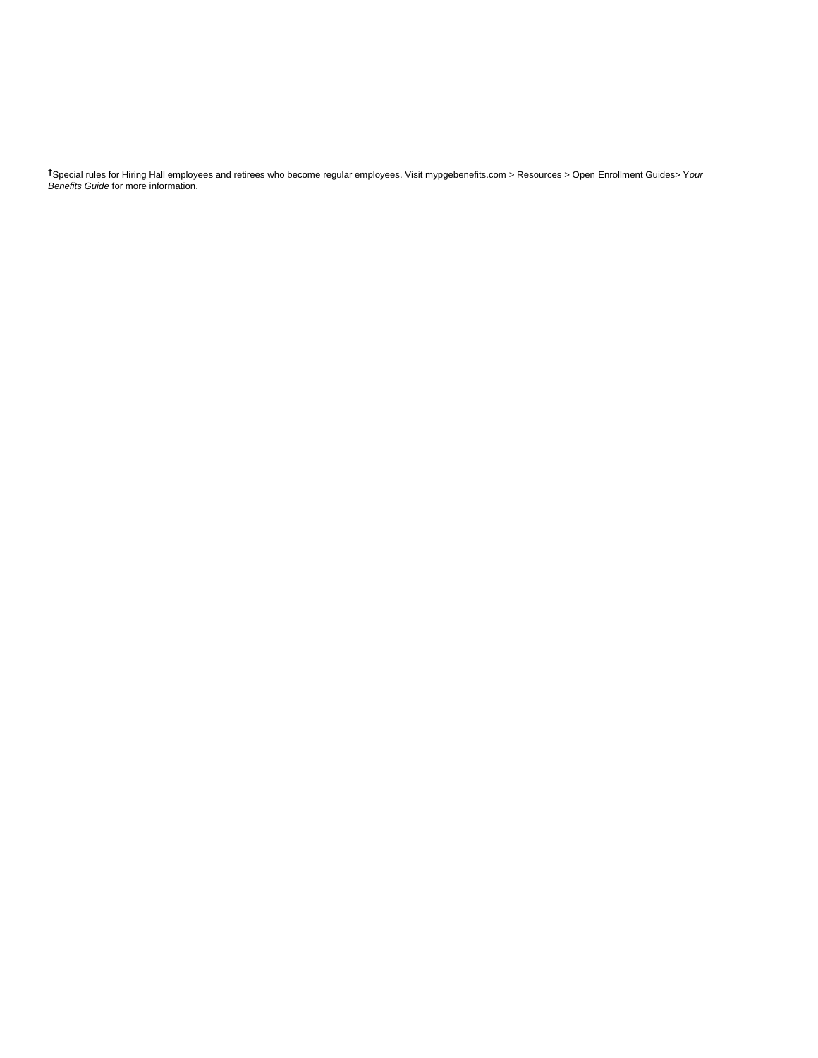†Special rules for Hiring Hall employees and retirees who become regular employees. Visit mypgebenefits.com > Resources > Open Enrollment Guides> Y*our Benefits Guide* for more information.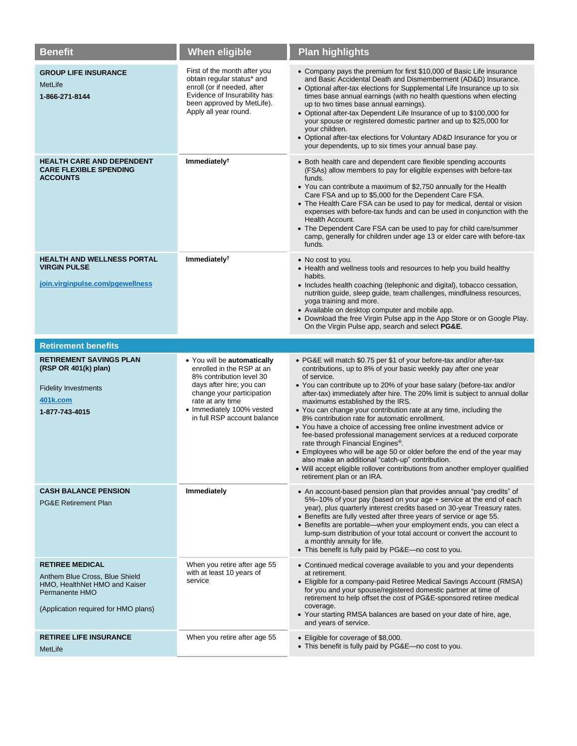| Benefit | When eligible | Plan highlights |
|---|---|---|
| **GROUP LIFE INSURANCE**<br>MetLife<br>**1-866-271-8144** | First of the month after you obtain regular status* and enroll (or if needed, after Evidence of Insurability has been approved by MetLife). Apply all year round. | • Company pays the premium for first $10,000 of Basic Life insurance and Basic Accidental Death and Dismemberment (AD&D) Insurance.<br>• Optional after-tax elections for Supplemental Life Insurance up to six times base annual earnings (with no health questions when electing up to two times base annual earnings).<br>• Optional after-tax Dependent Life Insurance of up to $100,000 for your spouse or registered domestic partner and up to $25,000 for your children.<br>• Optional after-tax elections for Voluntary AD&D Insurance for you or your dependents, up to six times your annual base pay. |
| **HEALTH CARE AND DEPENDENT CARE FLEXIBLE SPENDING ACCOUNTS** | **Immediately†** | • Both health care and dependent care flexible spending accounts (FSAs) allow members to pay for eligible expenses with before-tax funds.<br>• You can contribute a maximum of $2,750 annually for the Health Care FSA and up to $5,000 for the Dependent Care FSA.<br>• The Health Care FSA can be used to pay for medical, dental or vision expenses with before-tax funds and can be used in conjunction with the Health Account.<br>• The Dependent Care FSA can be used to pay for child care/summer camp, generally for children under age 13 or elder care with before-tax funds. |
| **HEALTH AND WELLNESS PORTAL VIRGIN PULSE**<br>join.virginpulse.com/pgewellness | **Immediately†** | • No cost to you.<br>• Health and wellness tools and resources to help you build healthy habits.<br>• Includes health coaching (telephonic and digital), tobacco cessation, nutrition guide, sleep guide, team challenges, mindfulness resources, yoga training and more.<br>• Available on desktop computer and mobile app.<br>• Download the free Virgin Pulse app in the App Store or on Google Play. On the Virgin Pulse app, search and select **PG&E**. |
| **Retirement benefits** | | |
| **RETIREMENT SAVINGS PLAN (RSP OR 401(k) plan)**<br>Fidelity Investments<br>401k.com<br>**1-877-743-4015** | • You will be **automatically** enrolled in the RSP at an 8% contribution level 30 days after hire; you can change your participation rate at any time<br>• Immediately 100% vested in full RSP account balance | • PG&E will match $0.75 per $1 of your before-tax and/or after-tax contributions, up to 8% of your basic weekly pay after one year of service.<br>• You can contribute up to 20% of your base salary (before-tax and/or after-tax) immediately after hire. The 20% limit is subject to annual dollar maximums established by the IRS.<br>• You can change your contribution rate at any time, including the 8% contribution rate for automatic enrollment.<br>• You have a choice of accessing free online investment advice or fee-based professional management services at a reduced corporate rate through Financial Engines®.<br>• Employees who will be age 50 or older before the end of the year may also make an additional "catch-up" contribution.<br>• Will accept eligible rollover contributions from another employer qualified retirement plan or an IRA. |
| **CASH BALANCE PENSION**<br>PG&E Retirement Plan | **Immediately** | • An account-based pension plan that provides annual "pay credits" of 5%–10% of your pay (based on your age + service at the end of each year), plus quarterly interest credits based on 30-year Treasury rates.<br>• Benefits are fully vested after three years of service or age 55.<br>• Benefits are portable—when your employment ends, you can elect a lump-sum distribution of your total account or convert the account to a monthly annuity for life.<br>• This benefit is fully paid by PG&E—no cost to you. |
| **RETIREE MEDICAL**<br>Anthem Blue Cross, Blue Shield HMO, HealthNet HMO and Kaiser Permanente HMO<br>(Application required for HMO plans) | When you retire after age 55 with at least 10 years of service | • Continued medical coverage available to you and your dependents at retirement.<br>• Eligible for a company-paid Retiree Medical Savings Account (RMSA) for you and your spouse/registered domestic partner at time of retirement to help offset the cost of PG&E-sponsored retiree medical coverage.<br>• Your starting RMSA balances are based on your date of hire, age, and years of service. |
| **RETIREE LIFE INSURANCE**<br>MetLife | When you retire after age 55 | • Eligible for coverage of $8,000.<br>• This benefit is fully paid by PG&E—no cost to you. |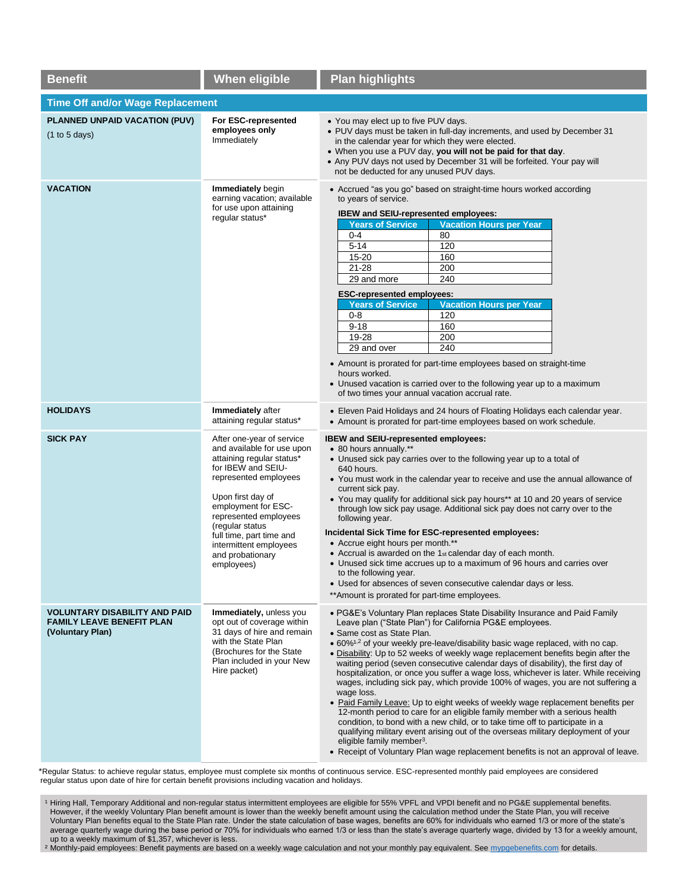| Benefit | When eligible | Plan highlights |
|---|---|---|
| **Time Off and/or Wage Replacement** | | |
| **PLANNED UNPAID VACATION (PUV)** (1 to 5 days) | **For ESC-represented employees only** Immediately | • You may elect up to five PUV days.<br>• PUV days must be taken in full-day increments, and used by December 31 in the calendar year for which they were elected.<br>• When you use a PUV day, **you will not be paid for that day**.<br>• Any PUV days not used by December 31 will be forfeited. Your pay will not be deducted for any unused PUV days. |
| **VACATION** | **Immediately** begin earning vacation; available for use upon attaining regular status* | • Accrued "as you go" based on straight-time hours worked according to years of service.<br>**IBEW and SEIU-represented employees:**<br>Years of Service / Vacation Hours per Year:<br>0-4: 80<br>5-14: 120<br>15-20: 160<br>21-28: 200<br>29 and more: 240<br>**ESC-represented employees:**<br>Years of Service / Vacation Hours per Year:<br>0-8: 120<br>9-18: 160<br>19-28: 200<br>29 and over: 240<br>• Amount is prorated for part-time employees based on straight-time hours worked.<br>• Unused vacation is carried over to the following year up to a maximum of two times your annual vacation accrual rate. |
| **HOLIDAYS** | **Immediately** after attaining regular status* | • Eleven Paid Holidays and 24 hours of Floating Holidays each calendar year.<br>• Amount is prorated for part-time employees based on work schedule. |
| **SICK PAY** | After one-year of service and available for use upon attaining regular status* for IBEW and SEIU-represented employees<br><br>Upon first day of employment for ESC-represented employees (regular status full time, part time and intermittent employees and probationary employees) | **IBEW and SEIU-represented employees:**<br>• 80 hours annually.**<br>• Unused sick pay carries over to the following year up to a total of 640 hours.<br>• You must work in the calendar year to receive and use the annual allowance of current sick pay.<br>• You may qualify for additional sick pay hours** at 10 and 20 years of service through low sick pay usage. Additional sick pay does not carry over to the following year.<br>**Incidental Sick Time for ESC-represented employees:**<br>• Accrue eight hours per month.**<br>• Accrual is awarded on the 1st calendar day of each month.<br>• Unused sick time accrues up to a maximum of 96 hours and carries over to the following year.<br>• Used for absences of seven consecutive calendar days or less.<br>**Amount is prorated for part-time employees. |
| **VOLUNTARY DISABILITY AND PAID FAMILY LEAVE BENEFIT PLAN (Voluntary Plan)** | **Immediately,** unless you opt out of coverage within 31 days of hire and remain with the State Plan (Brochures for the State Plan included in your New Hire packet) | • PG&E's Voluntary Plan replaces State Disability Insurance and Paid Family Leave plan ("State Plan") for California PG&E employees.<br>• Same cost as State Plan.<br>• 60%[1,2] of your weekly pre-leave/disability basic wage replaced, with no cap.<br>• Disability: Up to 52 weeks of weekly wage replacement benefits begin after the waiting period (seven consecutive calendar days of disability), the first day of hospitalization, or once you suffer a wage loss, whichever is later. While receiving wages, including sick pay, which provide 100% of wages, you are not suffering a wage loss.<br>• Paid Family Leave: Up to eight weeks of weekly wage replacement benefits per 12-month period to care for an eligible family member with a serious health condition, to bond with a new child, or to take time off to participate in a qualifying military event arising out of the overseas military deployment of your eligible family member[3].<br>• Receipt of Voluntary Plan wage replacement benefits is not an approval of leave. |

*Regular Status: to achieve regular status, employee must complete six months of continuous service. ESC-represented monthly paid employees are considered regular status upon date of hire for certain benefit provisions including vacation and holidays.

[1] Hiring Hall, Temporary Additional and non-regular status intermittent employees are eligible for 55% VPFL and VPDI benefit and no PG&E supplemental benefits. However, if the weekly Voluntary Plan benefit amount is lower than the weekly benefit amount using the calculation method under the State Plan, you will receive Voluntary Plan benefits equal to the State Plan rate. Under the state calculation of base wages, benefits are 60% for individuals who earned 1/3 or more of the state's average quarterly wage during the base period or 70% for individuals who earned 1/3 or less than the state's average quarterly wage, divided by 13 for a weekly amount, up to a weekly maximum of $1,357, whichever is less.

[2] Monthly-paid employees: Benefit payments are based on a weekly wage calculation and not your monthly pay equivalent. See mypgebenefits.com for details.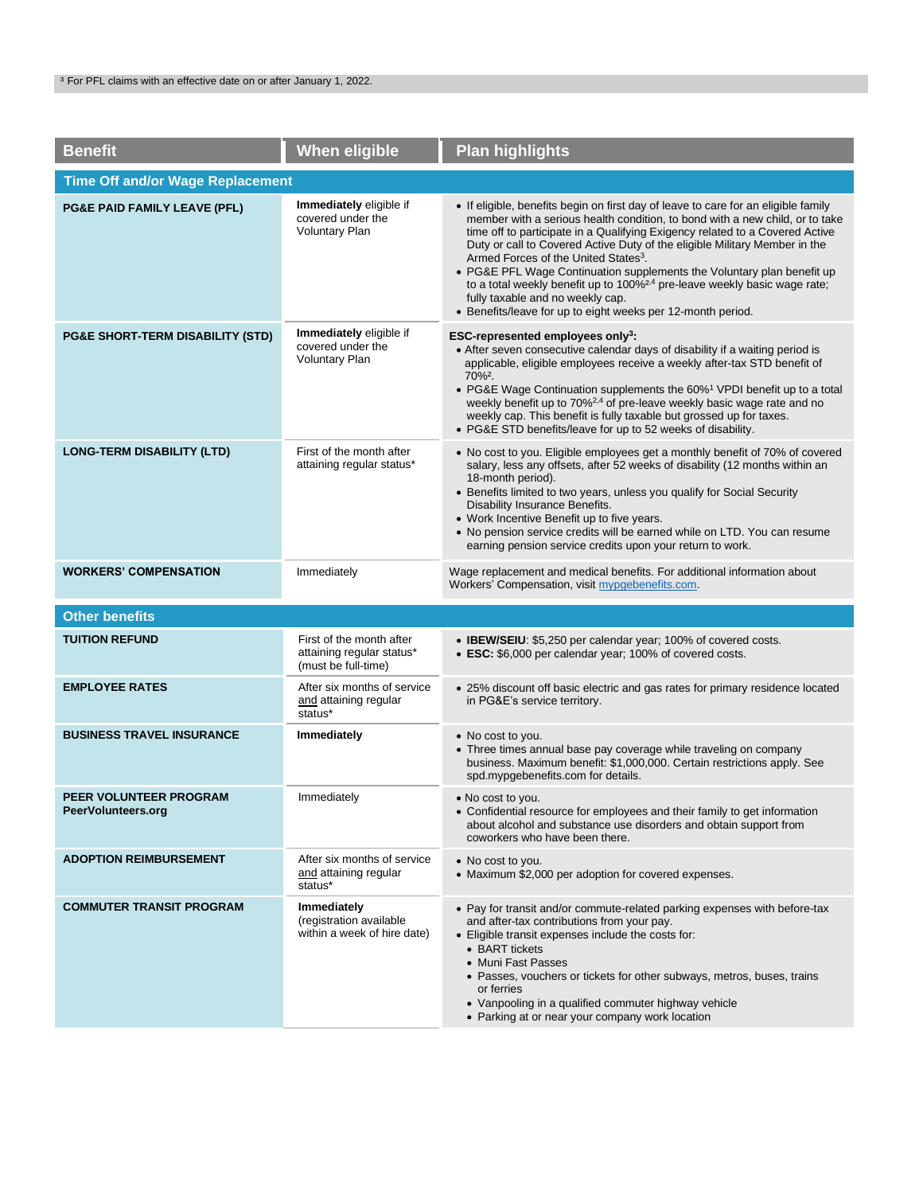[3] For PFL claims with an effective date on or after January 1, 2022.

| Benefit | When eligible | Plan highlights |
| --- | --- | --- |
| **Time Off and/or Wage Replacement** | | |
| **PG&E PAID FAMILY LEAVE (PFL)** | **Immediately** eligible if covered under the Voluntary Plan | • If eligible, benefits begin on first day of leave to care for an eligible family member with a serious health condition, to bond with a new child, or to take time off to participate in a Qualifying Exigency related to a Covered Active Duty or call to Covered Active Duty of the eligible Military Member in the Armed Forces of the United States[3].<br>• PG&E PFL Wage Continuation supplements the Voluntary plan benefit up to a total weekly benefit up to 100%[2,4] pre-leave weekly basic wage rate; fully taxable and no weekly cap.<br>• Benefits/leave for up to eight weeks per 12-month period. |
| **PG&E SHORT-TERM DISABILITY (STD)** | **Immediately** eligible if covered under the Voluntary Plan | **ESC-represented employees only[3]:**<br>• After seven consecutive calendar days of disability if a waiting period is applicable, eligible employees receive a weekly after-tax STD benefit of 70%[2].<br>• PG&E Wage Continuation supplements the 60%[1] VPDI benefit up to a total weekly benefit up to 70%[2,4] of pre-leave weekly basic wage rate and no weekly cap. This benefit is fully taxable but grossed up for taxes.<br>• PG&E STD benefits/leave for up to 52 weeks of disability. |
| **LONG-TERM DISABILITY (LTD)** | First of the month after attaining regular status* | • No cost to you. Eligible employees get a monthly benefit of 70% of covered salary, less any offsets, after 52 weeks of disability (12 months within an 18-month period).<br>• Benefits limited to two years, unless you qualify for Social Security Disability Insurance Benefits.<br>• Work Incentive Benefit up to five years.<br>• No pension service credits will be earned while on LTD. You can resume earning pension service credits upon your return to work. |
| **WORKERS' COMPENSATION** | Immediately | Wage replacement and medical benefits. For additional information about Workers' Compensation, visit mypgebenefits.com. |
| **Other benefits** | | |
| **TUITION REFUND** | First of the month after attaining regular status* (must be full-time) | • **IBEW/SEIU**: $5,250 per calendar year; 100% of covered costs.<br>• **ESC:** $6,000 per calendar year; 100% of covered costs. |
| **EMPLOYEE RATES** | After six months of service and attaining regular status* | • 25% discount off basic electric and gas rates for primary residence located in PG&E's service territory. |
| **BUSINESS TRAVEL INSURANCE** | **Immediately** | • No cost to you.<br>• Three times annual base pay coverage while traveling on company business. Maximum benefit: $1,000,000. Certain restrictions apply. See spd.mypgebenefits.com for details. |
| **PEER VOLUNTEER PROGRAM PeerVolunteers.org** | Immediately | • No cost to you.<br>• Confidential resource for employees and their family to get information about alcohol and substance use disorders and obtain support from coworkers who have been there. |
| **ADOPTION REIMBURSEMENT** | After six months of service and attaining regular status* | • No cost to you.<br>• Maximum $2,000 per adoption for covered expenses. |
| **COMMUTER TRANSIT PROGRAM** | **Immediately** (registration available within a week of hire date) | • Pay for transit and/or commute-related parking expenses with before-tax and after-tax contributions from your pay.<br>• Eligible transit expenses include the costs for:<br>  • BART tickets<br>  • Muni Fast Passes<br>  • Passes, vouchers or tickets for other subways, metros, buses, trains or ferries<br>  • Vanpooling in a qualified commuter highway vehicle<br>  • Parking at or near your company work location |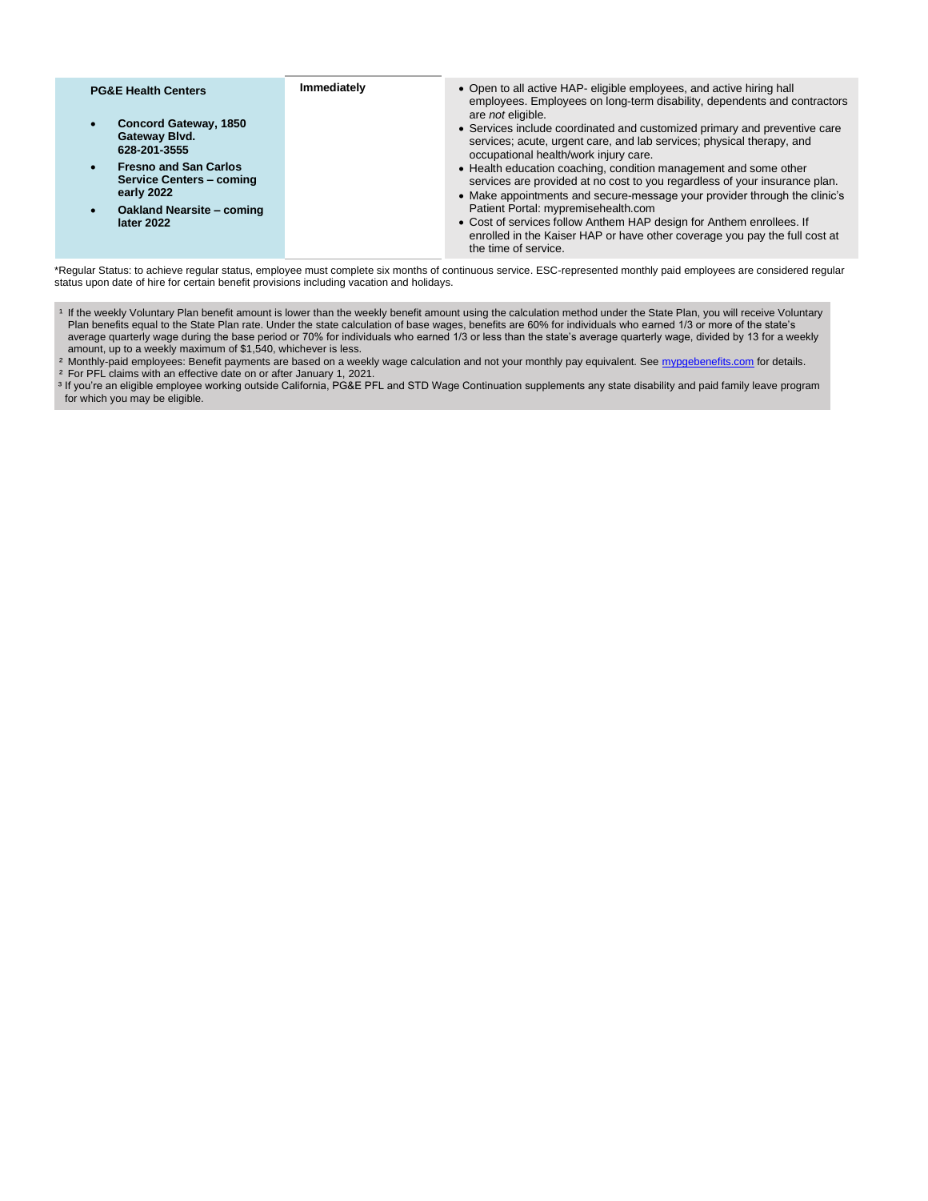| | | |
|---|---|---|
| **PG&E Health Centers**<br><br>• **Concord Gateway, 1850 Gateway Blvd. 628-201-3555**<br>• **Fresno and San Carlos Service Centers – coming early 2022**<br>• **Oakland Nearsite – coming later 2022** | **Immediately** | • Open to all active HAP- eligible employees, and active hiring hall employees. Employees on long-term disability, dependents and contractors are *not* eligible.<br>• Services include coordinated and customized primary and preventive care services; acute, urgent care, and lab services; physical therapy, and occupational health/work injury care.<br>• Health education coaching, condition management and some other services are provided at no cost to you regardless of your insurance plan.<br>• Make appointments and secure-message your provider through the clinic's Patient Portal: mypremisehealth.com<br>• Cost of services follow Anthem HAP design for Anthem enrollees. If enrolled in the Kaiser HAP or have other coverage you pay the full cost at the time of service. |

*Regular Status: to achieve regular status, employee must complete six months of continuous service. ESC-represented monthly paid employees are considered regular status upon date of hire for certain benefit provisions including vacation and holidays.

[1] If the weekly Voluntary Plan benefit amount is lower than the weekly benefit amount using the calculation method under the State Plan, you will receive Voluntary Plan benefits equal to the State Plan rate. Under the state calculation of base wages, benefits are 60% for individuals who earned 1/3 or more of the state's average quarterly wage during the base period or 70% for individuals who earned 1/3 or less than the state's average quarterly wage, divided by 13 for a weekly amount, up to a weekly maximum of $1,540, whichever is less.

[2] Monthly-paid employees: Benefit payments are based on a weekly wage calculation and not your monthly pay equivalent. See mypgebenefits.com for details.

[2] For PFL claims with an effective date on or after January 1, 2021.

[3] If you're an eligible employee working outside California, PG&E PFL and STD Wage Continuation supplements any state disability and paid family leave program for which you may be eligible.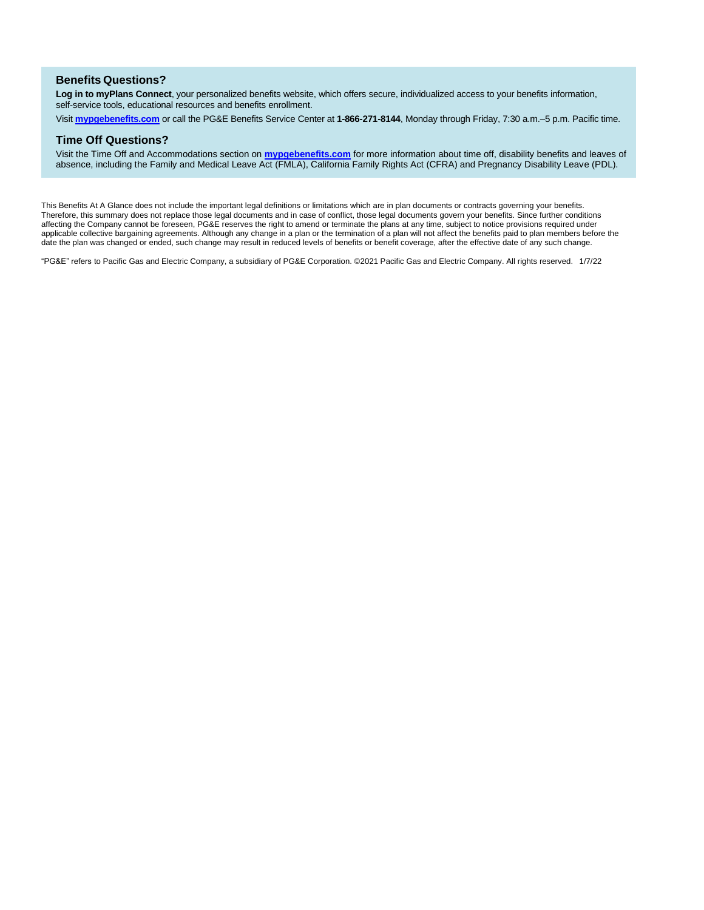## Benefits Questions?

**Log in to myPlans Connect**, your personalized benefits website, which offers secure, individualized access to your benefits information, self-service tools, educational resources and benefits enrollment.

Visit **mypgebenefits.com** or call the PG&E Benefits Service Center at **1-866-271-8144**, Monday through Friday, 7:30 a.m.–5 p.m. Pacific time.

## Time Off Questions?

Visit the Time Off and Accommodations section on **mypgebenefits.com** for more information about time off, disability benefits and leaves of absence, including the Family and Medical Leave Act (FMLA), California Family Rights Act (CFRA) and Pregnancy Disability Leave (PDL).

This Benefits At A Glance does not include the important legal definitions or limitations which are in plan documents or contracts governing your benefits. Therefore, this summary does not replace those legal documents and in case of conflict, those legal documents govern your benefits. Since further conditions affecting the Company cannot be foreseen, PG&E reserves the right to amend or terminate the plans at any time, subject to notice provisions required under applicable collective bargaining agreements. Although any change in a plan or the termination of a plan will not affect the benefits paid to plan members before the date the plan was changed or ended, such change may result in reduced levels of benefits or benefit coverage, after the effective date of any such change.

"PG&E" refers to Pacific Gas and Electric Company, a subsidiary of PG&E Corporation. ©2021 Pacific Gas and Electric Company. All rights reserved. 1/7/22